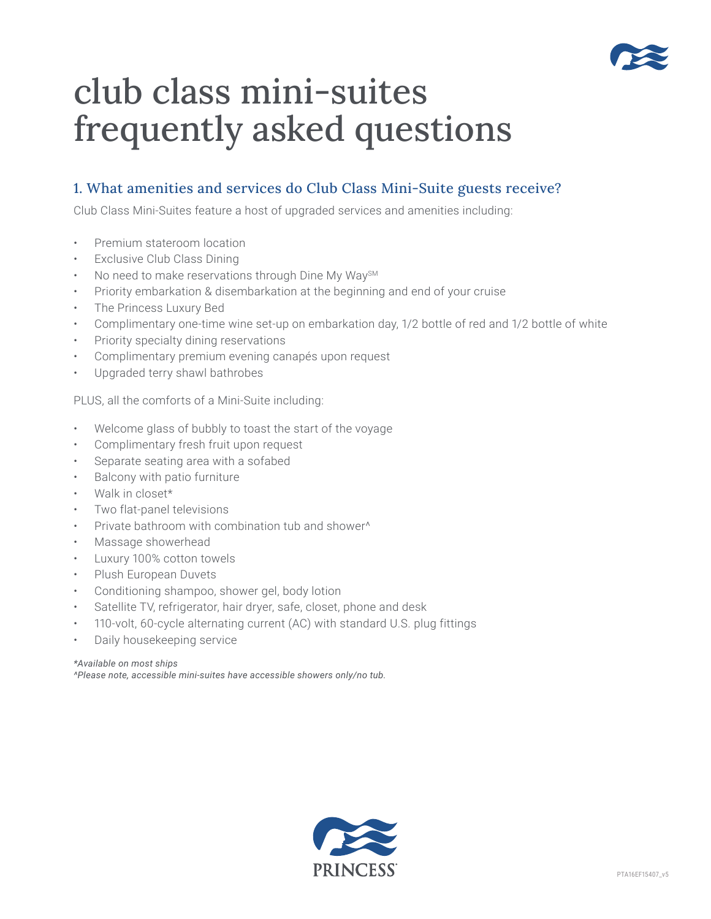# club class mini-suites frequently asked questions

## 1. What amenities and services do Club Class Mini-Suite guests receive?

Club Class Mini-Suites feature a host of upgraded services and amenities including:

- Premium stateroom location
- Exclusive Club Class Dining
- No need to make reservations through Dine My Way[SM]
- Priority embarkation & disembarkation at the beginning and end of your cruise
- The Princess Luxury Bed
- Complimentary one-time wine set-up on embarkation day, 1/2 bottle of red and 1/2 bottle of white
- Priority specialty dining reservations
- Complimentary premium evening canapés upon request
- Upgraded terry shawl bathrobes

PLUS, all the comforts of a Mini-Suite including:

- Welcome glass of bubbly to toast the start of the voyage
- Complimentary fresh fruit upon request
- Separate seating area with a sofabed
- Balcony with patio furniture
- Walk in closet*
- Two flat-panel televisions
- Private bathroom with combination tub and shower^
- Massage showerhead
- Luxury 100% cotton towels
- Plush European Duvets
- Conditioning shampoo, shower gel, body lotion
- Satellite TV, refrigerator, hair dryer, safe, closet, phone and desk
- 110-volt, 60-cycle alternating current (AC) with standard U.S. plug fittings
- Daily housekeeping service

*\*Available on most ships*

*^Please note, accessible mini-suites have accessible showers only/no tub.*

PRINCESS

PTA16EF15407_v5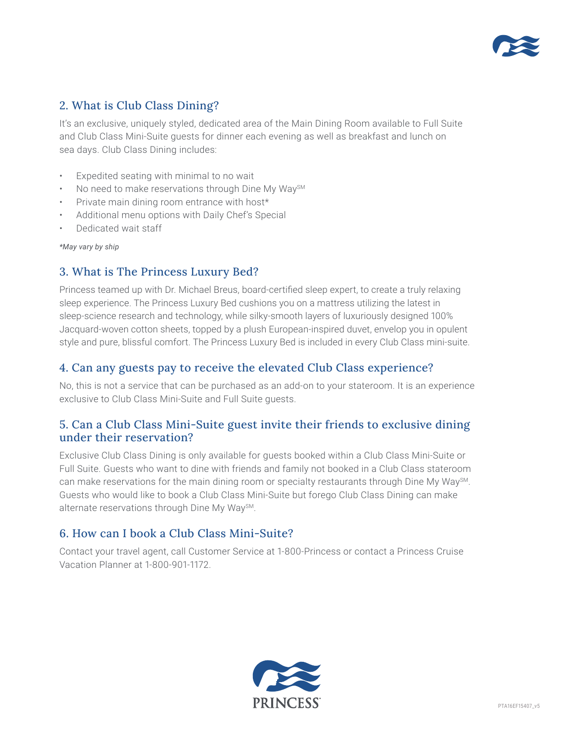## 2. What is Club Class Dining?

It's an exclusive, uniquely styled, dedicated area of the Main Dining Room available to Full Suite and Club Class Mini-Suite guests for dinner each evening as well as breakfast and lunch on sea days. Club Class Dining includes:

- Expedited seating with minimal to no wait
- No need to make reservations through Dine My Way℠
- Private main dining room entrance with host*
- Additional menu options with Daily Chef's Special
- Dedicated wait staff

*\*May vary by ship*

## 3. What is The Princess Luxury Bed?

Princess teamed up with Dr. Michael Breus, board-certified sleep expert, to create a truly relaxing sleep experience. The Princess Luxury Bed cushions you on a mattress utilizing the latest in sleep-science research and technology, while silky-smooth layers of luxuriously designed 100% Jacquard-woven cotton sheets, topped by a plush European-inspired duvet, envelop you in opulent style and pure, blissful comfort. The Princess Luxury Bed is included in every Club Class mini-suite.

## 4. Can any guests pay to receive the elevated Club Class experience?

No, this is not a service that can be purchased as an add-on to your stateroom. It is an experience exclusive to Club Class Mini-Suite and Full Suite guests.

## 5. Can a Club Class Mini-Suite guest invite their friends to exclusive dining under their reservation?

Exclusive Club Class Dining is only available for guests booked within a Club Class Mini-Suite or Full Suite. Guests who want to dine with friends and family not booked in a Club Class stateroom can make reservations for the main dining room or specialty restaurants through Dine My Way℠. Guests who would like to book a Club Class Mini-Suite but forego Club Class Dining can make alternate reservations through Dine My Way℠.

## 6. How can I book a Club Class Mini-Suite?

Contact your travel agent, call Customer Service at 1-800-Princess or contact a Princess Cruise Vacation Planner at 1-800-901-1172.

PRINCESS

PTA16EF15407_v5